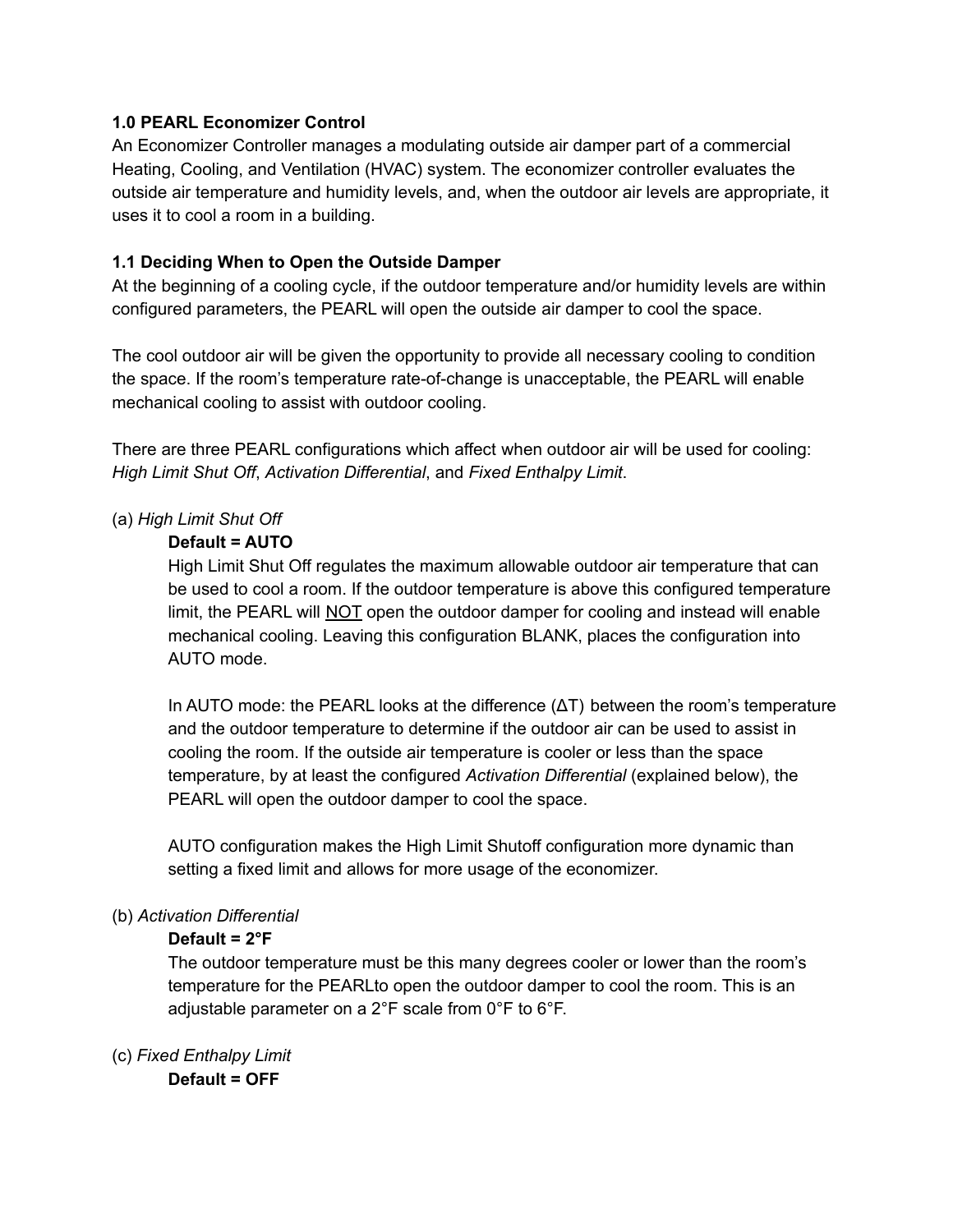**1.0 PEARL Economizer Control**

An Economizer Controller manages a modulating outside air damper part of a commercial Heating, Cooling, and Ventilation (HVAC) system. The economizer controller evaluates the outside air temperature and humidity levels, and, when the outdoor air levels are appropriate, it uses it to cool a room in a building.

**1.1 Deciding When to Open the Outside Damper**

At the beginning of a cooling cycle, if the outdoor temperature and/or humidity levels are within configured parameters, the PEARL will open the outside air damper to cool the space.

The cool outdoor air will be given the opportunity to provide all necessary cooling to condition the space. If the room's temperature rate-of-change is unacceptable, the PEARL will enable mechanical cooling to assist with outdoor cooling.

There are three PEARL configurations which affect when outdoor air will be used for cooling: *High Limit Shut Off*, *Activation Differential*, and *Fixed Enthalpy Limit*.

(a) *High Limit Shut Off*

**Default = AUTO**

High Limit Shut Off regulates the maximum allowable outdoor air temperature that can be used to cool a room. If the outdoor temperature is above this configured temperature limit, the PEARL will NOT open the outdoor damper for cooling and instead will enable mechanical cooling. Leaving this configuration BLANK, places the configuration into AUTO mode.

In AUTO mode: the PEARL looks at the difference (ΔT) between the room's temperature and the outdoor temperature to determine if the outdoor air can be used to assist in cooling the room. If the outside air temperature is cooler or less than the space temperature, by at least the configured *Activation Differential* (explained below), the PEARL will open the outdoor damper to cool the space.

AUTO configuration makes the High Limit Shutoff configuration more dynamic than setting a fixed limit and allows for more usage of the economizer.

(b) *Activation Differential*

**Default = 2°F**

The outdoor temperature must be this many degrees cooler or lower than the room's temperature for the PEARLto open the outdoor damper to cool the room. This is an adjustable parameter on a 2°F scale from 0°F to 6°F.

(c) *Fixed Enthalpy Limit*

**Default = OFF**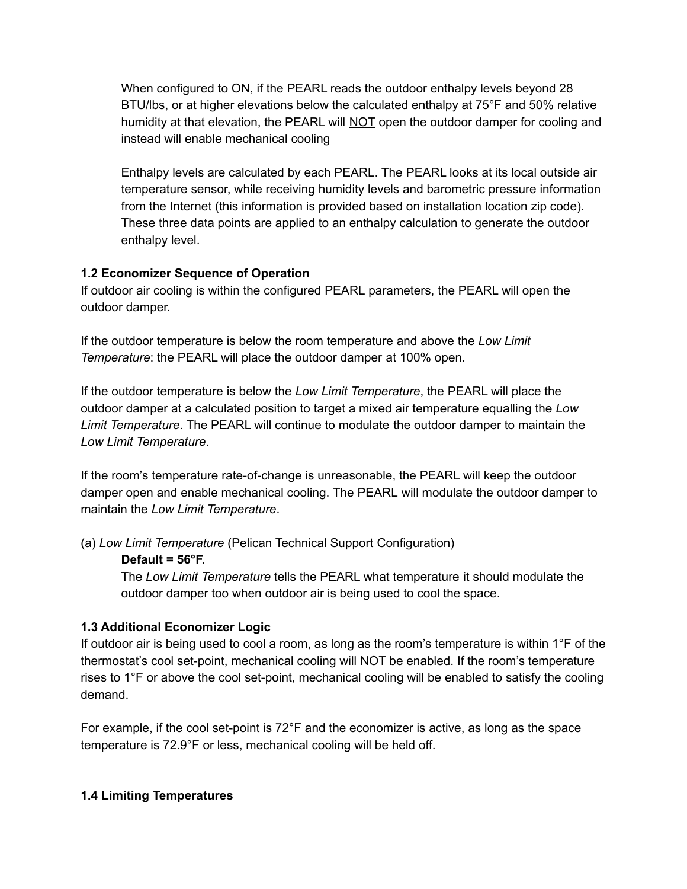When configured to ON, if the PEARL reads the outdoor enthalpy levels beyond 28 BTU/lbs, or at higher elevations below the calculated enthalpy at 75°F and 50% relative humidity at that elevation, the PEARL will <u>NOT</u> open the outdoor damper for cooling and instead will enable mechanical cooling

Enthalpy levels are calculated by each PEARL. The PEARL looks at its local outside air temperature sensor, while receiving humidity levels and barometric pressure information from the Internet (this information is provided based on installation location zip code). These three data points are applied to an enthalpy calculation to generate the outdoor enthalpy level.

### 1.2 Economizer Sequence of Operation

If outdoor air cooling is within the configured PEARL parameters, the PEARL will open the outdoor damper.

If the outdoor temperature is below the room temperature and above the *Low Limit Temperature*: the PEARL will place the outdoor damper at 100% open.

If the outdoor temperature is below the *Low Limit Temperature*, the PEARL will place the outdoor damper at a calculated position to target a mixed air temperature equalling the *Low Limit Temperature*. The PEARL will continue to modulate the outdoor damper to maintain the *Low Limit Temperature*.

If the room's temperature rate-of-change is unreasonable, the PEARL will keep the outdoor damper open and enable mechanical cooling. The PEARL will modulate the outdoor damper to maintain the *Low Limit Temperature*.

(a) *Low Limit Temperature* (Pelican Technical Support Configuration)

**Default = 56°F.**

The *Low Limit Temperature* tells the PEARL what temperature it should modulate the outdoor damper too when outdoor air is being used to cool the space.

### 1.3 Additional Economizer Logic

If outdoor air is being used to cool a room, as long as the room's temperature is within 1°F of the thermostat's cool set-point, mechanical cooling will NOT be enabled. If the room's temperature rises to 1°F or above the cool set-point, mechanical cooling will be enabled to satisfy the cooling demand.

For example, if the cool set-point is 72°F and the economizer is active, as long as the space temperature is 72.9°F or less, mechanical cooling will be held off.

### 1.4 Limiting Temperatures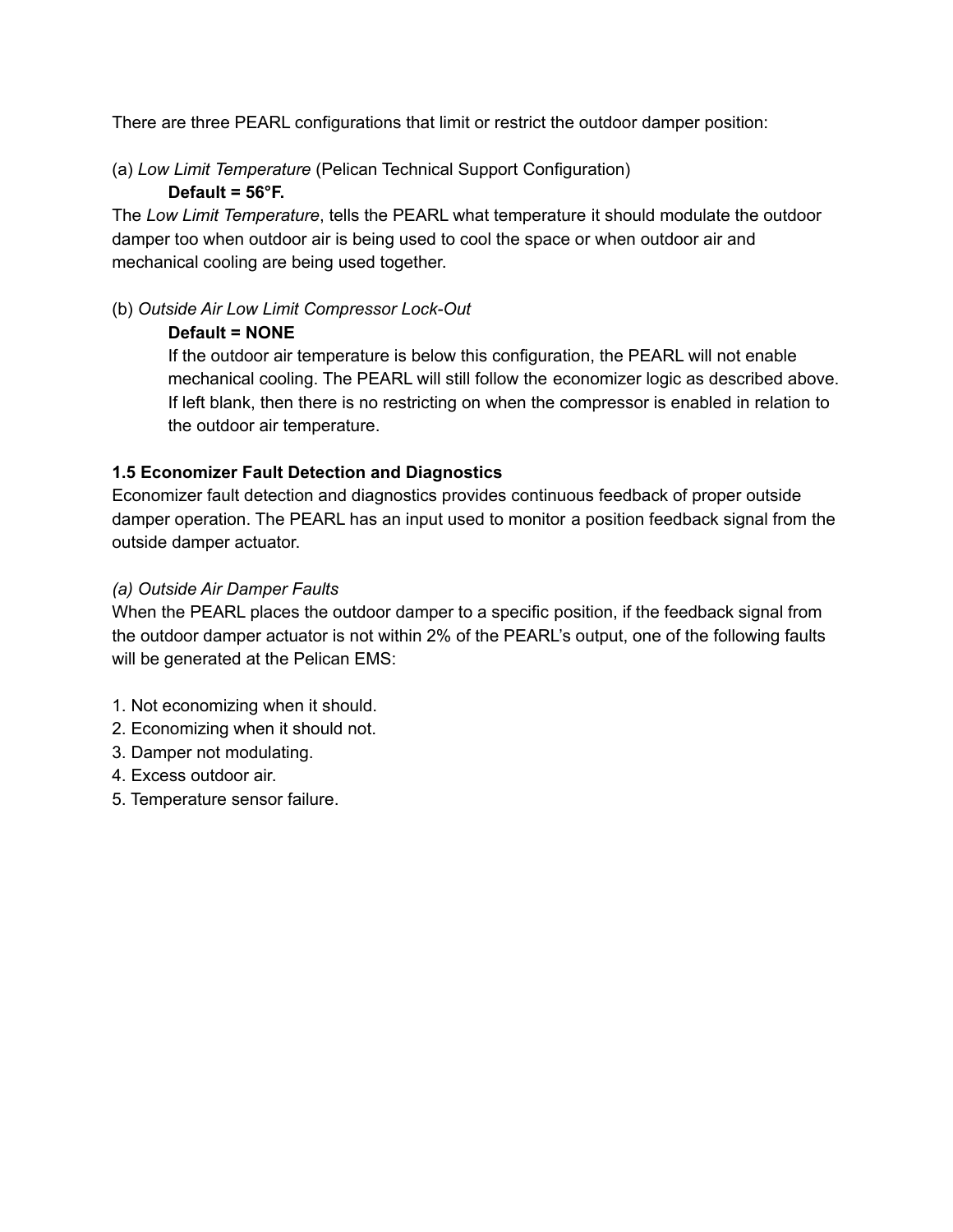There are three PEARL configurations that limit or restrict the outdoor damper position:

(a) *Low Limit Temperature* (Pelican Technical Support Configuration)

**Default = 56°F.**

The *Low Limit Temperature*, tells the PEARL what temperature it should modulate the outdoor damper too when outdoor air is being used to cool the space or when outdoor air and mechanical cooling are being used together.

(b) *Outside Air Low Limit Compressor Lock-Out*

**Default = NONE**

If the outdoor air temperature is below this configuration, the PEARL will not enable mechanical cooling. The PEARL will still follow the economizer logic as described above. If left blank, then there is no restricting on when the compressor is enabled in relation to the outdoor air temperature.

### 1.5 Economizer Fault Detection and Diagnostics

Economizer fault detection and diagnostics provides continuous feedback of proper outside damper operation. The PEARL has an input used to monitor a position feedback signal from the outside damper actuator.

*(a) Outside Air Damper Faults*

When the PEARL places the outdoor damper to a specific position, if the feedback signal from the outdoor damper actuator is not within 2% of the PEARL's output, one of the following faults will be generated at the Pelican EMS:

1. Not economizing when it should.
2. Economizing when it should not.
3. Damper not modulating.
4. Excess outdoor air.
5. Temperature sensor failure.